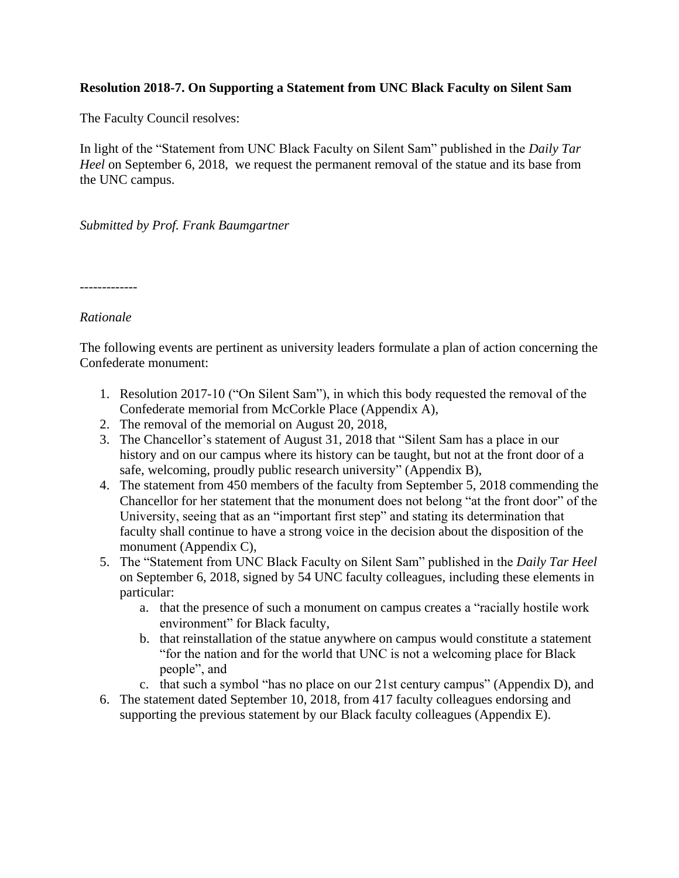**Resolution 2018-7. On Supporting a Statement from UNC Black Faculty on Silent Sam**

The Faculty Council resolves:

In light of the "Statement from UNC Black Faculty on Silent Sam" published in the *Daily Tar Heel* on September 6, 2018, we request the permanent removal of the statue and its base from the UNC campus.

*Submitted by Prof. Frank Baumgartner*

-------------

*Rationale*

The following events are pertinent as university leaders formulate a plan of action concerning the Confederate monument:

1. Resolution 2017-10 ("On Silent Sam"), in which this body requested the removal of the Confederate memorial from McCorkle Place (Appendix A),
2. The removal of the memorial on August 20, 2018,
3. The Chancellor's statement of August 31, 2018 that "Silent Sam has a place in our history and on our campus where its history can be taught, but not at the front door of a safe, welcoming, proudly public research university" (Appendix B),
4. The statement from 450 members of the faculty from September 5, 2018 commending the Chancellor for her statement that the monument does not belong "at the front door" of the University, seeing that as an "important first step" and stating its determination that faculty shall continue to have a strong voice in the decision about the disposition of the monument (Appendix C),
5. The "Statement from UNC Black Faculty on Silent Sam" published in the *Daily Tar Heel* on September 6, 2018, signed by 54 UNC faculty colleagues, including these elements in particular:
    a. that the presence of such a monument on campus creates a "racially hostile work environment" for Black faculty,
    b. that reinstallation of the statue anywhere on campus would constitute a statement "for the nation and for the world that UNC is not a welcoming place for Black people", and
    c. that such a symbol "has no place on our 21st century campus" (Appendix D), and
6. The statement dated September 10, 2018, from 417 faculty colleagues endorsing and supporting the previous statement by our Black faculty colleagues (Appendix E).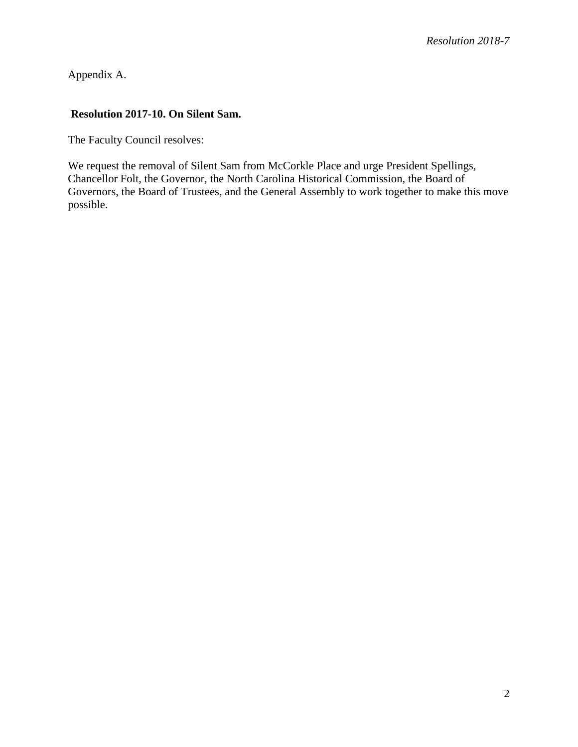Appendix A.

**Resolution 2017-10. On Silent Sam.**

The Faculty Council resolves:

We request the removal of Silent Sam from McCorkle Place and urge President Spellings, Chancellor Folt, the Governor, the North Carolina Historical Commission, the Board of Governors, the Board of Trustees, and the General Assembly to work together to make this move possible.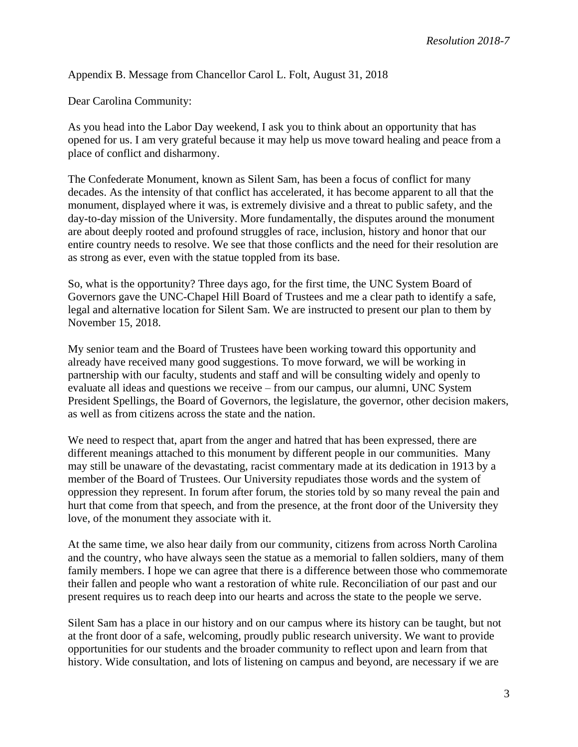Appendix B. Message from Chancellor Carol L. Folt, August 31, 2018

Dear Carolina Community:

As you head into the Labor Day weekend, I ask you to think about an opportunity that has opened for us. I am very grateful because it may help us move toward healing and peace from a place of conflict and disharmony.

The Confederate Monument, known as Silent Sam, has been a focus of conflict for many decades. As the intensity of that conflict has accelerated, it has become apparent to all that the monument, displayed where it was, is extremely divisive and a threat to public safety, and the day-to-day mission of the University. More fundamentally, the disputes around the monument are about deeply rooted and profound struggles of race, inclusion, history and honor that our entire country needs to resolve. We see that those conflicts and the need for their resolution are as strong as ever, even with the statue toppled from its base.

So, what is the opportunity? Three days ago, for the first time, the UNC System Board of Governors gave the UNC-Chapel Hill Board of Trustees and me a clear path to identify a safe, legal and alternative location for Silent Sam. We are instructed to present our plan to them by November 15, 2018.

My senior team and the Board of Trustees have been working toward this opportunity and already have received many good suggestions. To move forward, we will be working in partnership with our faculty, students and staff and will be consulting widely and openly to evaluate all ideas and questions we receive – from our campus, our alumni, UNC System President Spellings, the Board of Governors, the legislature, the governor, other decision makers, as well as from citizens across the state and the nation.

We need to respect that, apart from the anger and hatred that has been expressed, there are different meanings attached to this monument by different people in our communities. Many may still be unaware of the devastating, racist commentary made at its dedication in 1913 by a member of the Board of Trustees. Our University repudiates those words and the system of oppression they represent. In forum after forum, the stories told by so many reveal the pain and hurt that come from that speech, and from the presence, at the front door of the University they love, of the monument they associate with it.

At the same time, we also hear daily from our community, citizens from across North Carolina and the country, who have always seen the statue as a memorial to fallen soldiers, many of them family members. I hope we can agree that there is a difference between those who commemorate their fallen and people who want a restoration of white rule. Reconciliation of our past and our present requires us to reach deep into our hearts and across the state to the people we serve.

Silent Sam has a place in our history and on our campus where its history can be taught, but not at the front door of a safe, welcoming, proudly public research university. We want to provide opportunities for our students and the broader community to reflect upon and learn from that history. Wide consultation, and lots of listening on campus and beyond, are necessary if we are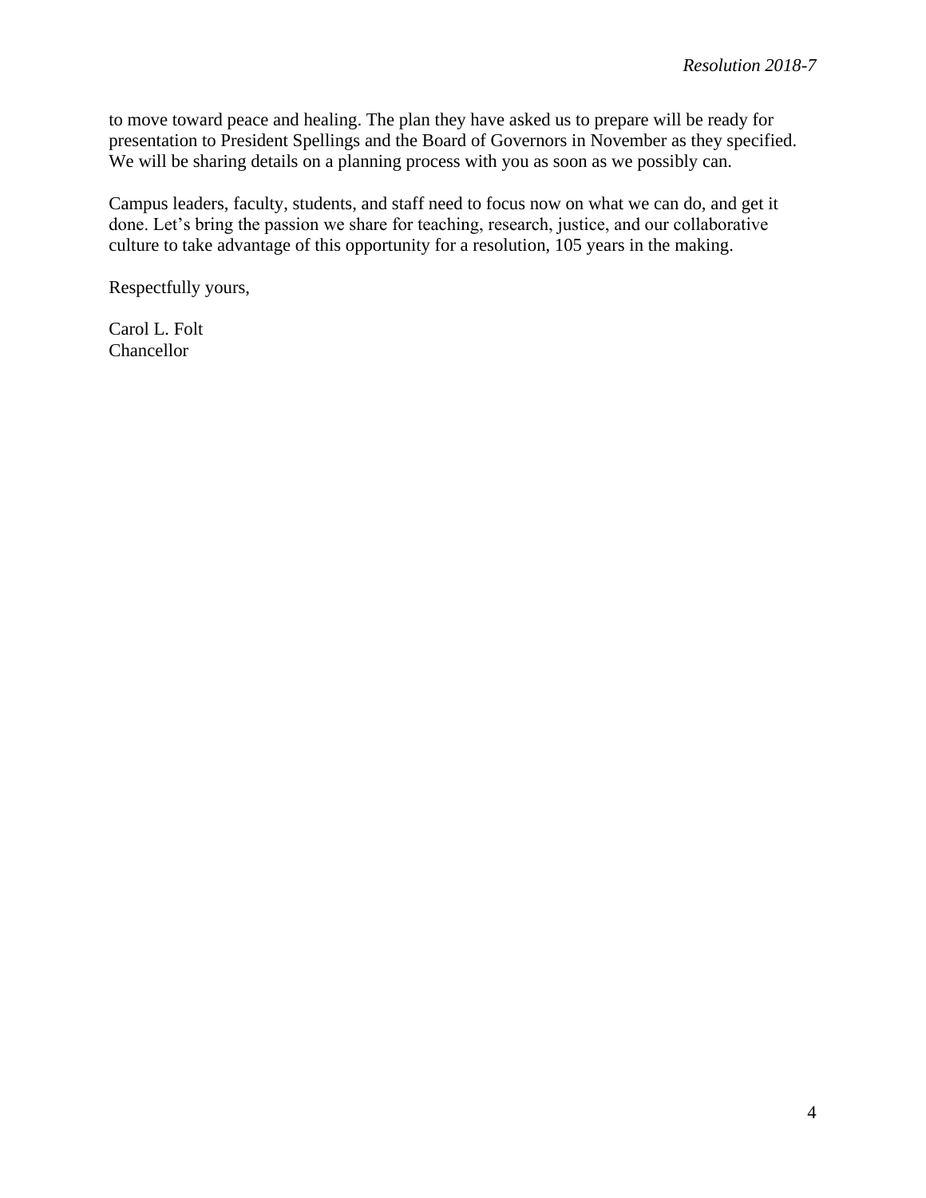to move toward peace and healing. The plan they have asked us to prepare will be ready for presentation to President Spellings and the Board of Governors in November as they specified. We will be sharing details on a planning process with you as soon as we possibly can.

Campus leaders, faculty, students, and staff need to focus now on what we can do, and get it done. Let's bring the passion we share for teaching, research, justice, and our collaborative culture to take advantage of this opportunity for a resolution, 105 years in the making.

Respectfully yours,

Carol L. Folt
Chancellor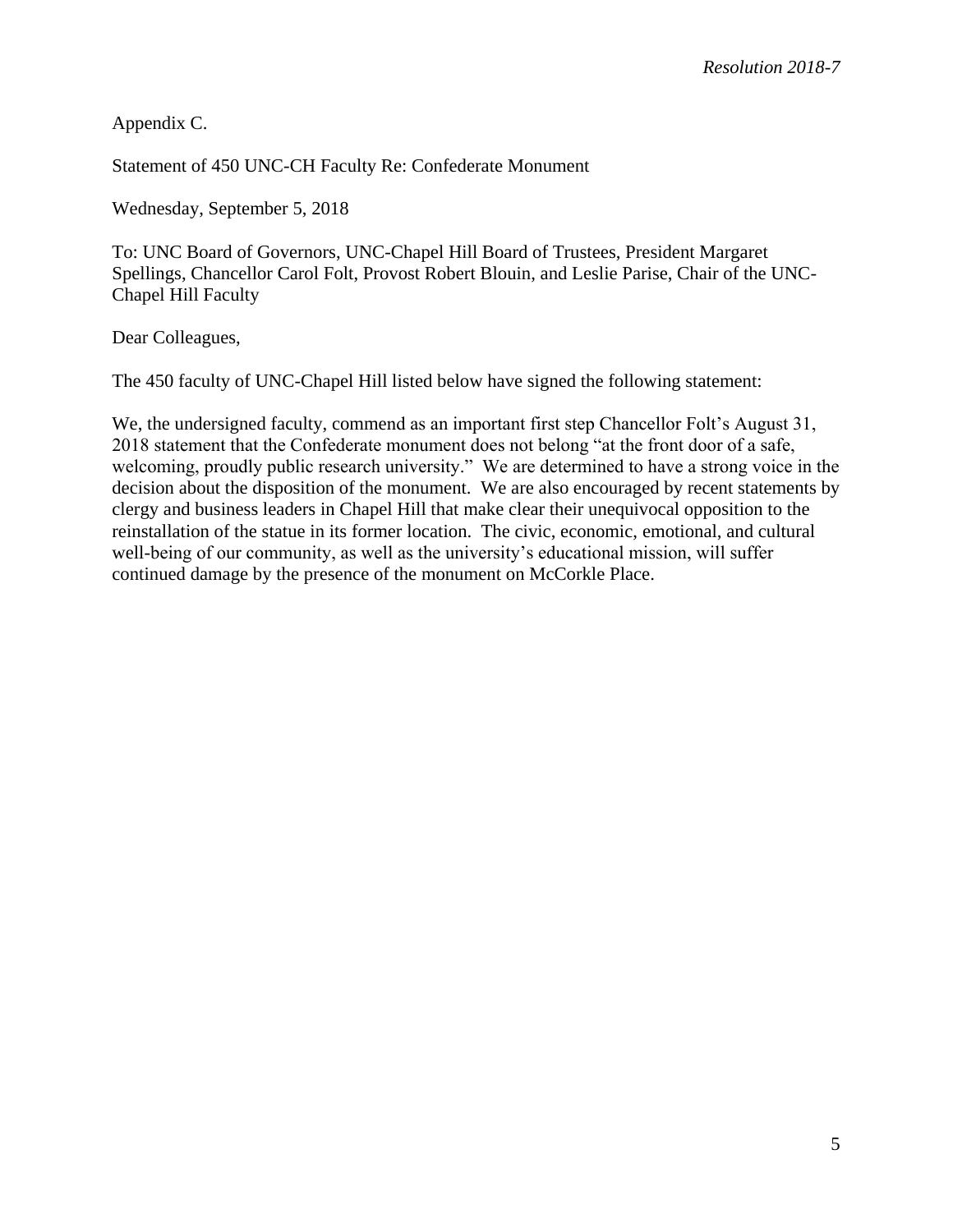Appendix C.

Statement of 450 UNC-CH Faculty Re: Confederate Monument

Wednesday, September 5, 2018

To: UNC Board of Governors, UNC-Chapel Hill Board of Trustees, President Margaret Spellings, Chancellor Carol Folt, Provost Robert Blouin, and Leslie Parise, Chair of the UNC-Chapel Hill Faculty

Dear Colleagues,

The 450 faculty of UNC-Chapel Hill listed below have signed the following statement:

We, the undersigned faculty, commend as an important first step Chancellor Folt's August 31, 2018 statement that the Confederate monument does not belong "at the front door of a safe, welcoming, proudly public research university." We are determined to have a strong voice in the decision about the disposition of the monument. We are also encouraged by recent statements by clergy and business leaders in Chapel Hill that make clear their unequivocal opposition to the reinstallation of the statue in its former location. The civic, economic, emotional, and cultural well-being of our community, as well as the university's educational mission, will suffer continued damage by the presence of the monument on McCorkle Place.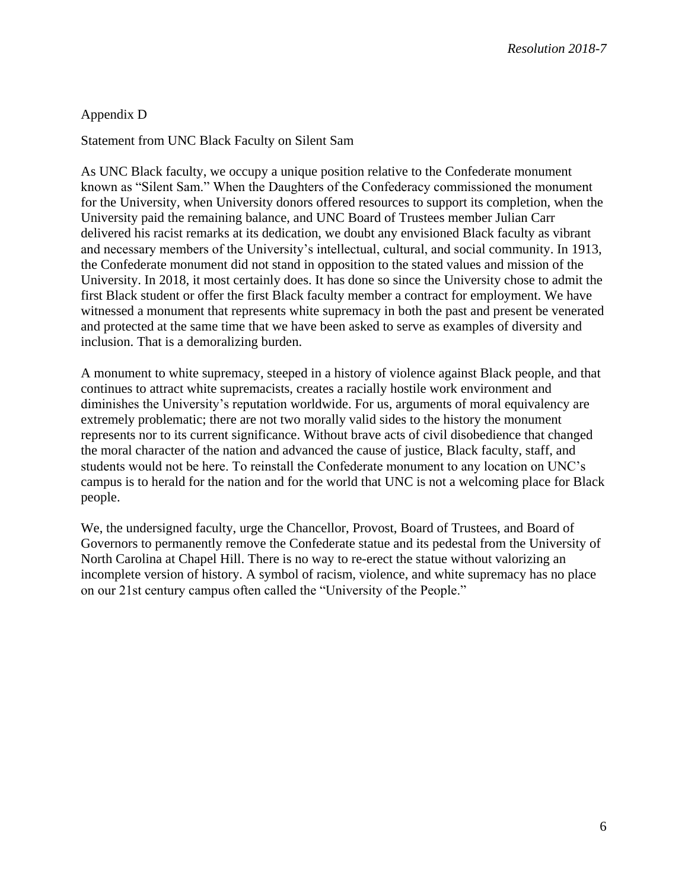Appendix D

Statement from UNC Black Faculty on Silent Sam

As UNC Black faculty, we occupy a unique position relative to the Confederate monument known as "Silent Sam." When the Daughters of the Confederacy commissioned the monument for the University, when University donors offered resources to support its completion, when the University paid the remaining balance, and UNC Board of Trustees member Julian Carr delivered his racist remarks at its dedication, we doubt any envisioned Black faculty as vibrant and necessary members of the University's intellectual, cultural, and social community. In 1913, the Confederate monument did not stand in opposition to the stated values and mission of the University. In 2018, it most certainly does. It has done so since the University chose to admit the first Black student or offer the first Black faculty member a contract for employment. We have witnessed a monument that represents white supremacy in both the past and present be venerated and protected at the same time that we have been asked to serve as examples of diversity and inclusion. That is a demoralizing burden.

A monument to white supremacy, steeped in a history of violence against Black people, and that continues to attract white supremacists, creates a racially hostile work environment and diminishes the University's reputation worldwide. For us, arguments of moral equivalency are extremely problematic; there are not two morally valid sides to the history the monument represents nor to its current significance. Without brave acts of civil disobedience that changed the moral character of the nation and advanced the cause of justice, Black faculty, staff, and students would not be here. To reinstall the Confederate monument to any location on UNC's campus is to herald for the nation and for the world that UNC is not a welcoming place for Black people.

We, the undersigned faculty, urge the Chancellor, Provost, Board of Trustees, and Board of Governors to permanently remove the Confederate statue and its pedestal from the University of North Carolina at Chapel Hill. There is no way to re-erect the statue without valorizing an incomplete version of history. A symbol of racism, violence, and white supremacy has no place on our 21st century campus often called the "University of the People."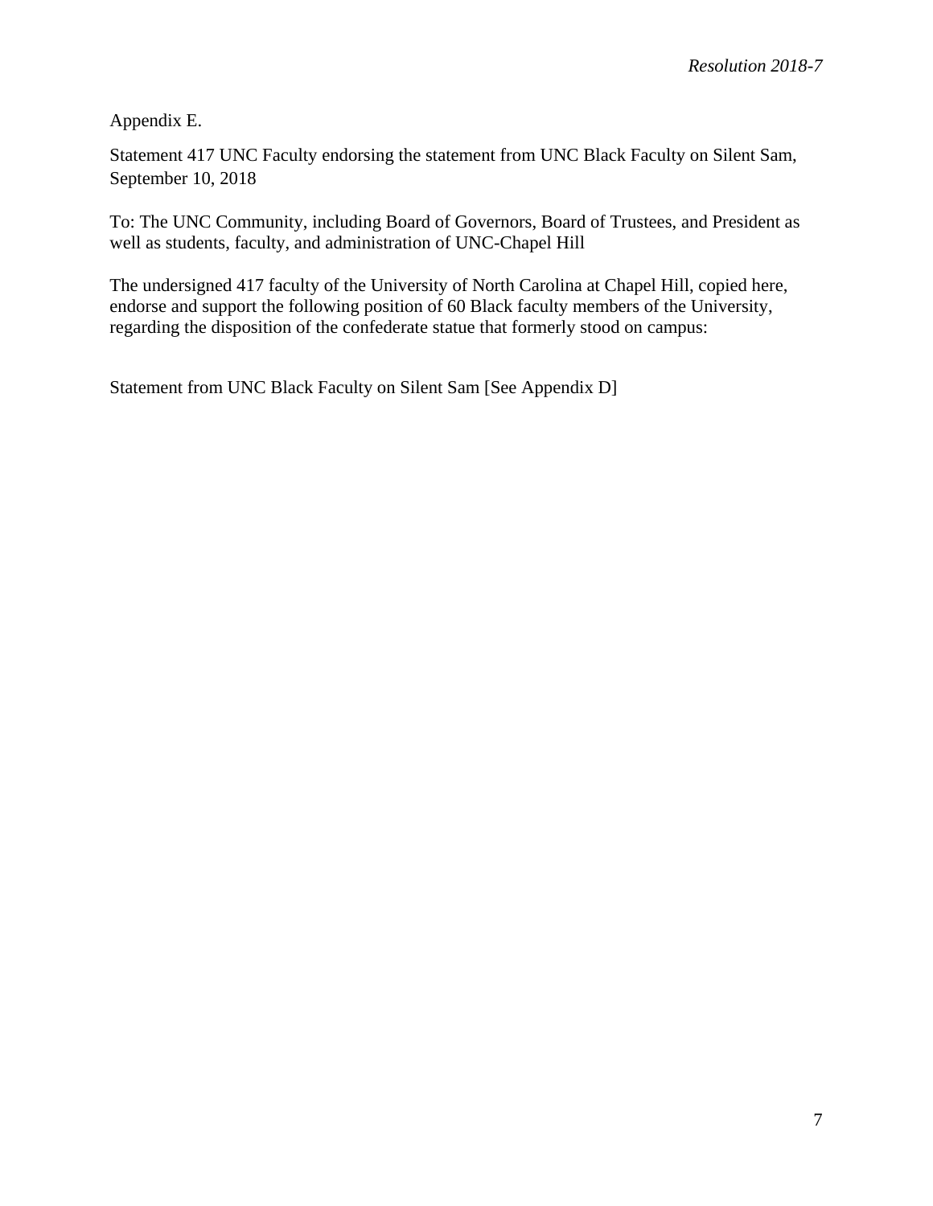Appendix E.

Statement 417 UNC Faculty endorsing the statement from UNC Black Faculty on Silent Sam, September 10, 2018

To: The UNC Community, including Board of Governors, Board of Trustees, and President as well as students, faculty, and administration of UNC-Chapel Hill

The undersigned 417 faculty of the University of North Carolina at Chapel Hill, copied here, endorse and support the following position of 60 Black faculty members of the University, regarding the disposition of the confederate statue that formerly stood on campus:

Statement from UNC Black Faculty on Silent Sam [See Appendix D]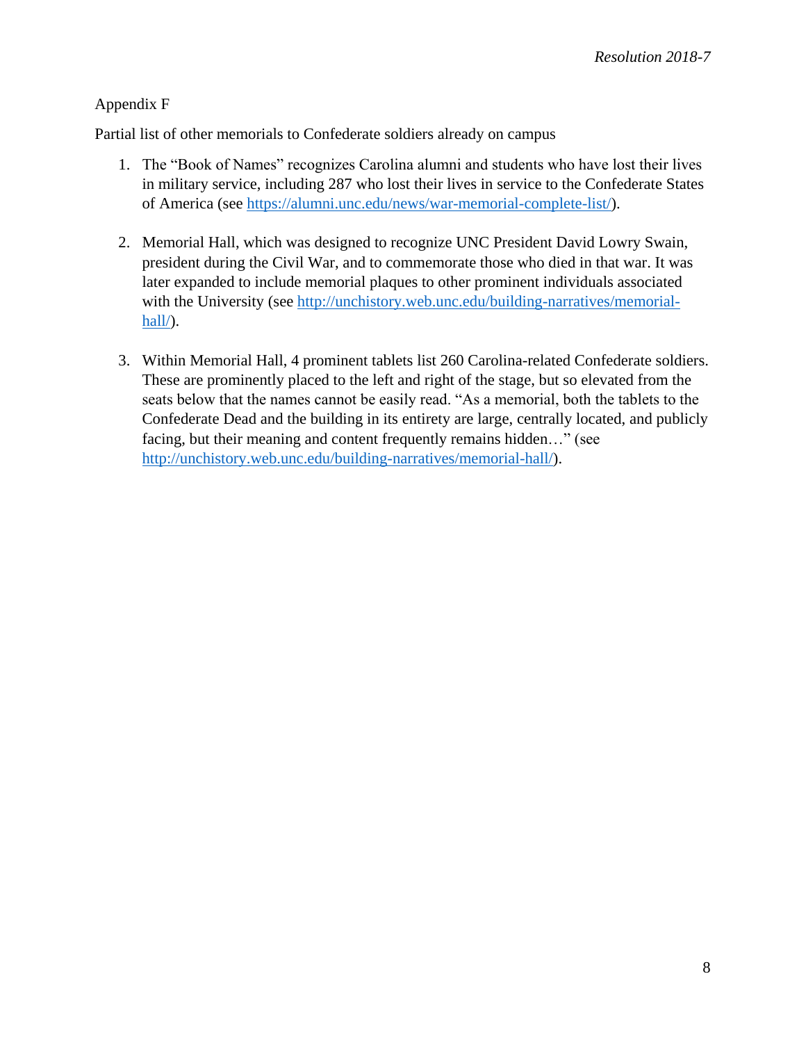Appendix F

Partial list of other memorials to Confederate soldiers already on campus

1. The "Book of Names" recognizes Carolina alumni and students who have lost their lives in military service, including 287 who lost their lives in service to the Confederate States of America (see https://alumni.unc.edu/news/war-memorial-complete-list/).

2. Memorial Hall, which was designed to recognize UNC President David Lowry Swain, president during the Civil War, and to commemorate those who died in that war. It was later expanded to include memorial plaques to other prominent individuals associated with the University (see http://unchistory.web.unc.edu/building-narratives/memorial-hall/).

3. Within Memorial Hall, 4 prominent tablets list 260 Carolina-related Confederate soldiers. These are prominently placed to the left and right of the stage, but so elevated from the seats below that the names cannot be easily read. "As a memorial, both the tablets to the Confederate Dead and the building in its entirety are large, centrally located, and publicly facing, but their meaning and content frequently remains hidden…" (see http://unchistory.web.unc.edu/building-narratives/memorial-hall/).